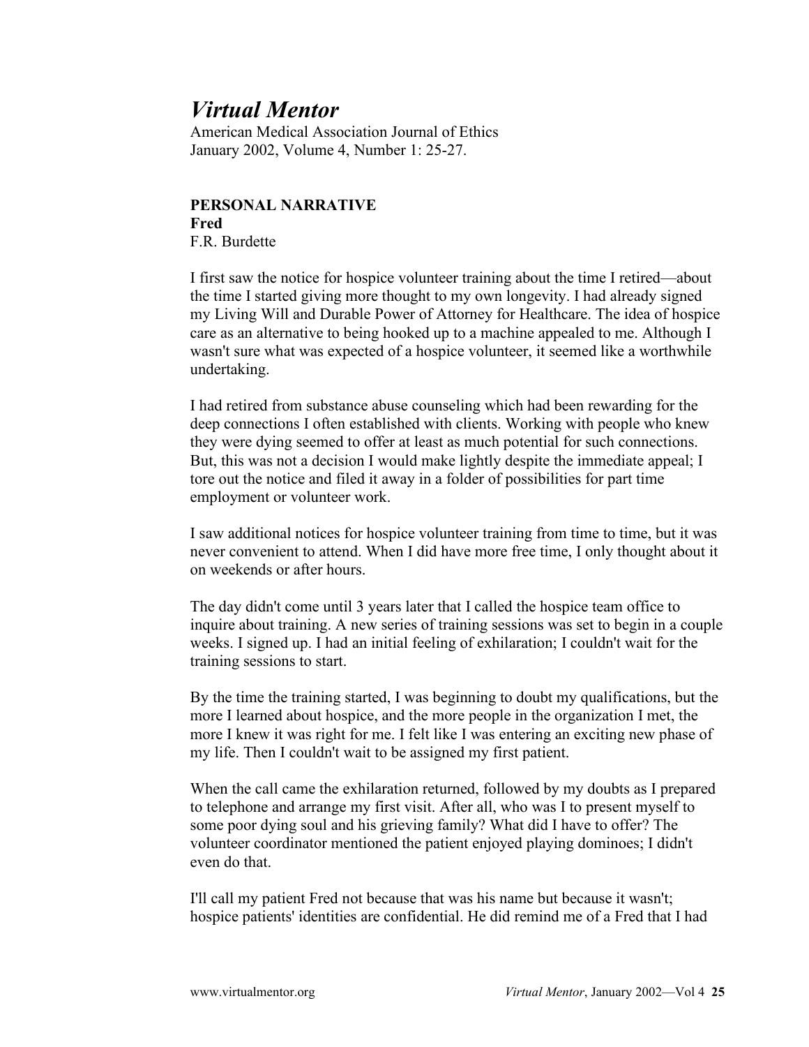# Virtual Mentor

American Medical Association Journal of Ethics
January 2002, Volume 4, Number 1: 25-27.

**PERSONAL NARRATIVE**
**Fred**
F.R. Burdette

I first saw the notice for hospice volunteer training about the time I retired—about the time I started giving more thought to my own longevity. I had already signed my Living Will and Durable Power of Attorney for Healthcare. The idea of hospice care as an alternative to being hooked up to a machine appealed to me. Although I wasn't sure what was expected of a hospice volunteer, it seemed like a worthwhile undertaking.

I had retired from substance abuse counseling which had been rewarding for the deep connections I often established with clients. Working with people who knew they were dying seemed to offer at least as much potential for such connections. But, this was not a decision I would make lightly despite the immediate appeal; I tore out the notice and filed it away in a folder of possibilities for part time employment or volunteer work.

I saw additional notices for hospice volunteer training from time to time, but it was never convenient to attend. When I did have more free time, I only thought about it on weekends or after hours.

The day didn't come until 3 years later that I called the hospice team office to inquire about training. A new series of training sessions was set to begin in a couple weeks. I signed up. I had an initial feeling of exhilaration; I couldn't wait for the training sessions to start.

By the time the training started, I was beginning to doubt my qualifications, but the more I learned about hospice, and the more people in the organization I met, the more I knew it was right for me. I felt like I was entering an exciting new phase of my life. Then I couldn't wait to be assigned my first patient.

When the call came the exhilaration returned, followed by my doubts as I prepared to telephone and arrange my first visit. After all, who was I to present myself to some poor dying soul and his grieving family? What did I have to offer? The volunteer coordinator mentioned the patient enjoyed playing dominoes; I didn't even do that.

I'll call my patient Fred not because that was his name but because it wasn't; hospice patients' identities are confidential. He did remind me of a Fred that I had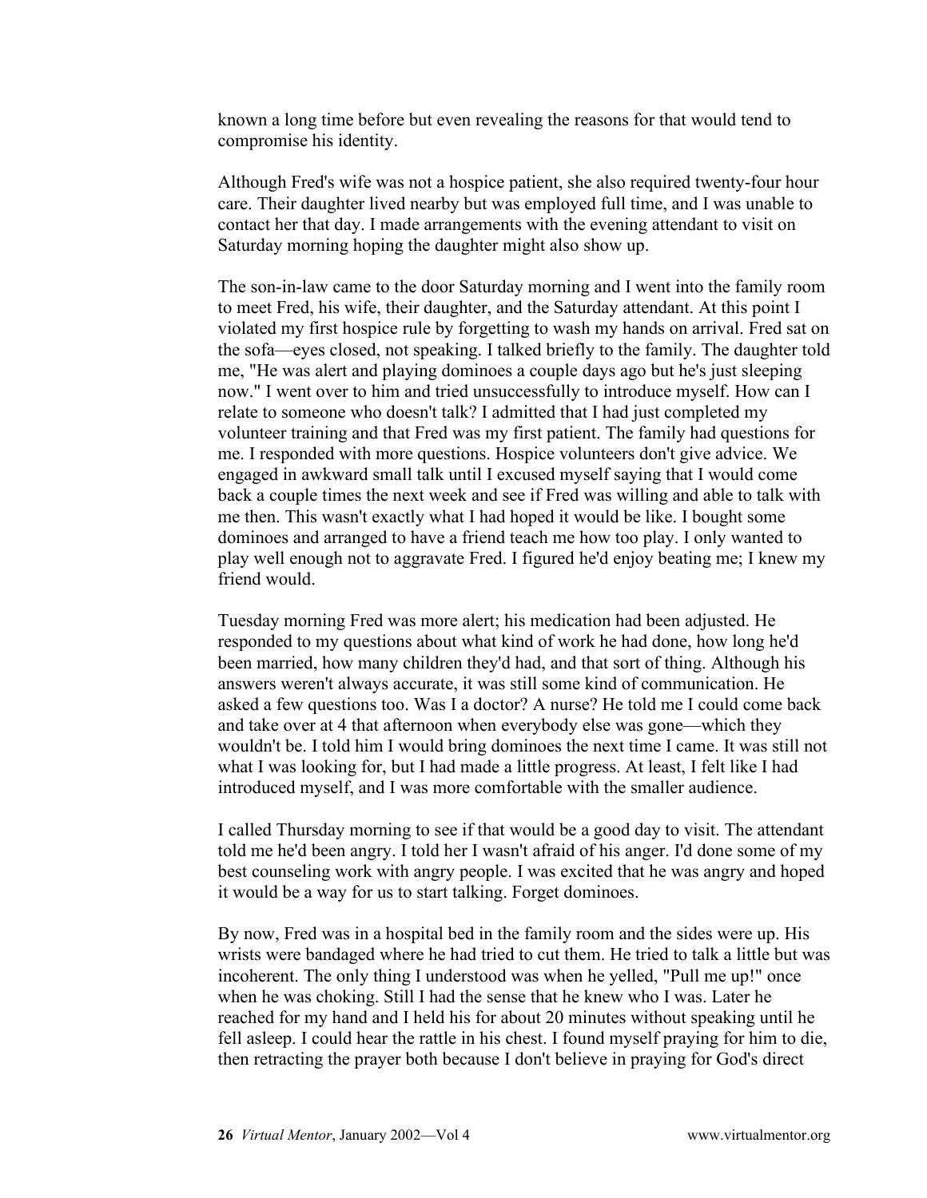known a long time before but even revealing the reasons for that would tend to compromise his identity.

Although Fred's wife was not a hospice patient, she also required twenty-four hour care. Their daughter lived nearby but was employed full time, and I was unable to contact her that day. I made arrangements with the evening attendant to visit on Saturday morning hoping the daughter might also show up.

The son-in-law came to the door Saturday morning and I went into the family room to meet Fred, his wife, their daughter, and the Saturday attendant. At this point I violated my first hospice rule by forgetting to wash my hands on arrival. Fred sat on the sofa—eyes closed, not speaking. I talked briefly to the family. The daughter told me, "He was alert and playing dominoes a couple days ago but he's just sleeping now." I went over to him and tried unsuccessfully to introduce myself. How can I relate to someone who doesn't talk? I admitted that I had just completed my volunteer training and that Fred was my first patient. The family had questions for me. I responded with more questions. Hospice volunteers don't give advice. We engaged in awkward small talk until I excused myself saying that I would come back a couple times the next week and see if Fred was willing and able to talk with me then. This wasn't exactly what I had hoped it would be like. I bought some dominoes and arranged to have a friend teach me how too play. I only wanted to play well enough not to aggravate Fred. I figured he'd enjoy beating me; I knew my friend would.

Tuesday morning Fred was more alert; his medication had been adjusted. He responded to my questions about what kind of work he had done, how long he'd been married, how many children they'd had, and that sort of thing. Although his answers weren't always accurate, it was still some kind of communication. He asked a few questions too. Was I a doctor? A nurse? He told me I could come back and take over at 4 that afternoon when everybody else was gone—which they wouldn't be. I told him I would bring dominoes the next time I came. It was still not what I was looking for, but I had made a little progress. At least, I felt like I had introduced myself, and I was more comfortable with the smaller audience.

I called Thursday morning to see if that would be a good day to visit. The attendant told me he'd been angry. I told her I wasn't afraid of his anger. I'd done some of my best counseling work with angry people. I was excited that he was angry and hoped it would be a way for us to start talking. Forget dominoes.

By now, Fred was in a hospital bed in the family room and the sides were up. His wrists were bandaged where he had tried to cut them. He tried to talk a little but was incoherent. The only thing I understood was when he yelled, "Pull me up!" once when he was choking. Still I had the sense that he knew who I was. Later he reached for my hand and I held his for about 20 minutes without speaking until he fell asleep. I could hear the rattle in his chest. I found myself praying for him to die, then retracting the prayer both because I don't believe in praying for God's direct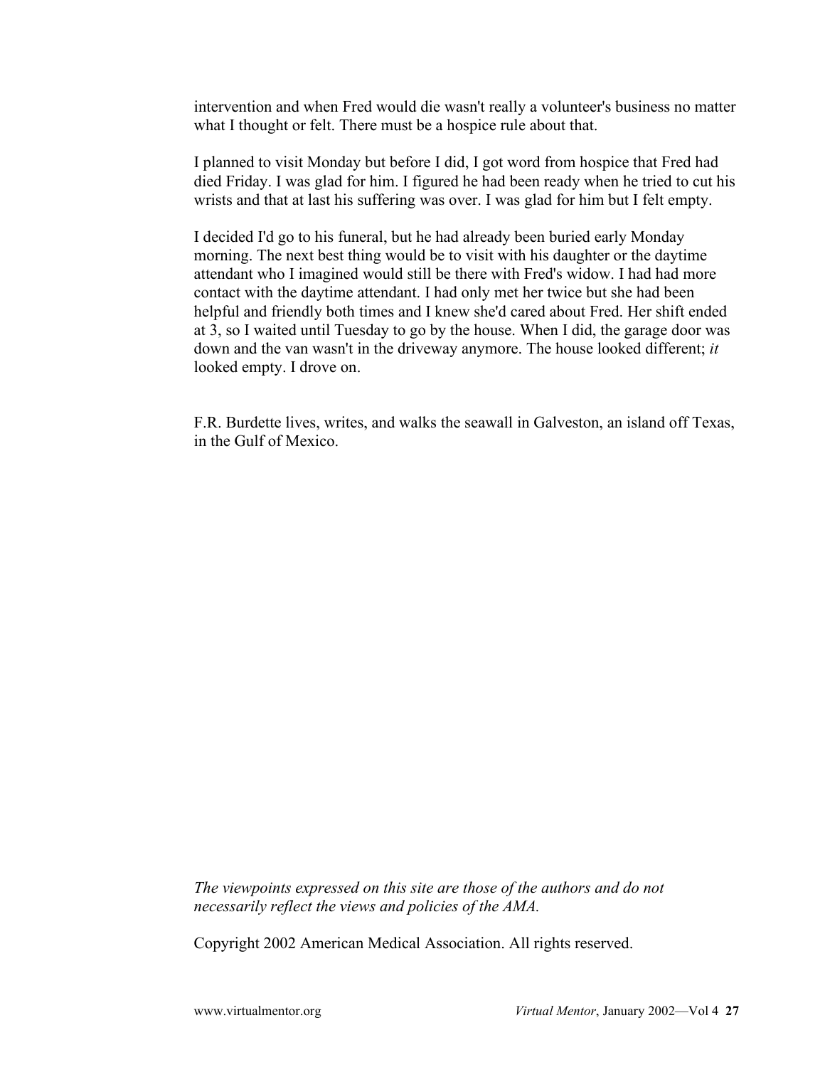intervention and when Fred would die wasn't really a volunteer's business no matter what I thought or felt. There must be a hospice rule about that.

I planned to visit Monday but before I did, I got word from hospice that Fred had died Friday. I was glad for him. I figured he had been ready when he tried to cut his wrists and that at last his suffering was over. I was glad for him but I felt empty.

I decided I'd go to his funeral, but he had already been buried early Monday morning. The next best thing would be to visit with his daughter or the daytime attendant who I imagined would still be there with Fred's widow. I had had more contact with the daytime attendant. I had only met her twice but she had been helpful and friendly both times and I knew she'd cared about Fred. Her shift ended at 3, so I waited until Tuesday to go by the house. When I did, the garage door was down and the van wasn't in the driveway anymore. The house looked different; *it* looked empty. I drove on.

F.R. Burdette lives, writes, and walks the seawall in Galveston, an island off Texas, in the Gulf of Mexico.

*The viewpoints expressed on this site are those of the authors and do not necessarily reflect the views and policies of the AMA.*

Copyright 2002 American Medical Association. All rights reserved.